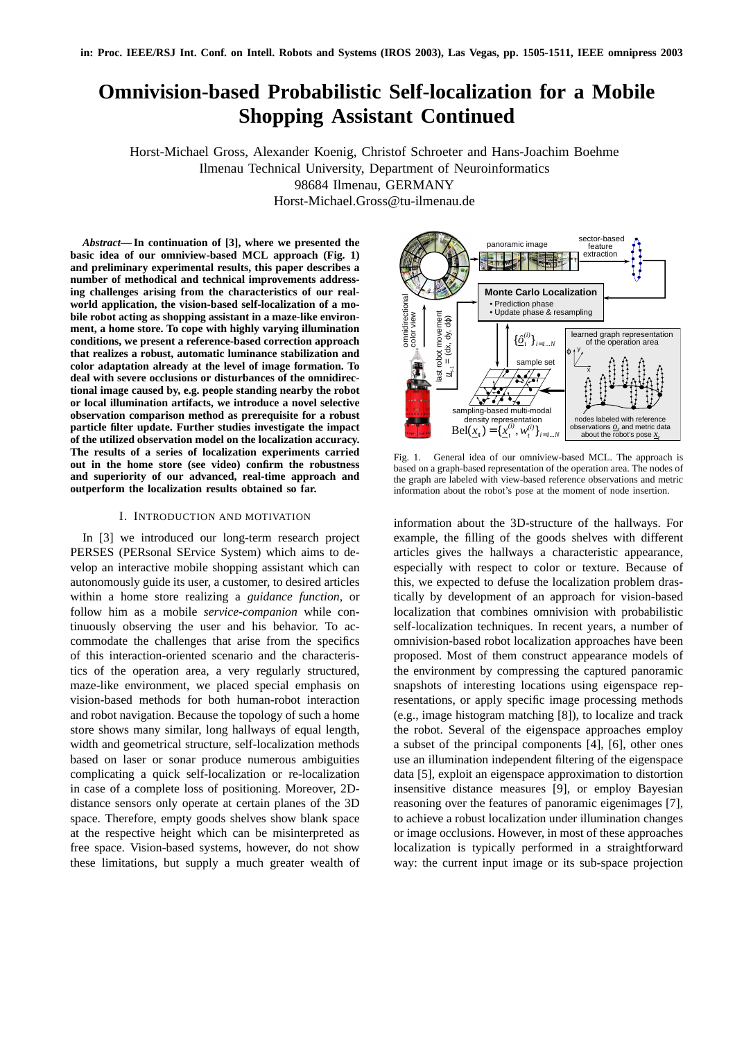in: Proc. IEEE/RSJ Int. Conf. on Intell. Robots and Systems (IROS 2003), Las Vegas, pp. 1505-1511, IEEE omnipress 2003

# Omnivision-based Probabilistic Self-localization for a Mobile Shopping Assistant Continued

Horst-Michael Gross, Alexander Koenig, Christof Schroeter and Hans-Joachim Boehme
Ilmenau Technical University, Department of Neuroinformatics
98684 Ilmenau, GERMANY
Horst-Michael.Gross@tu-ilmenau.de

***Abstract*— In continuation of [3], where we presented the basic idea of our omniview-based MCL approach (Fig. 1) and preliminary experimental results, this paper describes a number of methodical and technical improvements addressing challenges arising from the characteristics of our real-world application, the vision-based self-localization of a mobile robot acting as shopping assistant in a maze-like environment, a home store. To cope with highly varying illumination conditions, we present a reference-based correction approach that realizes a robust, automatic luminance stabilization and color adaptation already at the level of image formation. To deal with severe occlusions or disturbances of the omnidirectional image caused by, e.g. people standing nearby the robot or local illumination artifacts, we introduce a novel selective observation comparison method as prerequisite for a robust particle filter update. Further studies investigate the impact of the utilized observation model on the localization accuracy. The results of a series of localization experiments carried out in the home store (see video) confirm the robustness and superiority of our advanced, real-time approach and outperform the localization results obtained so far.**

Fig. 1. General idea of our omniview-based MCL. The approach is based on a graph-based representation of the operation area. The nodes of the graph are labeled with view-based reference observations and metric information about the robot's pose at the moment of node insertion.

## I. INTRODUCTION AND MOTIVATION

In [3] we introduced our long-term research project PERSES (PERsonal SErvice System) which aims to develop an interactive mobile shopping assistant which can autonomously guide its user, a customer, to desired articles within a home store realizing a *guidance function*, or follow him as a mobile *service-companion* while continuously observing the user and his behavior. To accommodate the challenges that arise from the specifics of this interaction-oriented scenario and the characteristics of the operation area, a very regularly structured, maze-like environment, we placed special emphasis on vision-based methods for both human-robot interaction and robot navigation. Because the topology of such a home store shows many similar, long hallways of equal length, width and geometrical structure, self-localization methods based on laser or sonar produce numerous ambiguities complicating a quick self-localization or re-localization in case of a complete loss of positioning. Moreover, 2D-distance sensors only operate at certain planes of the 3D space. Therefore, empty goods shelves show blank space at the respective height which can be misinterpreted as free space. Vision-based systems, however, do not show these limitations, but supply a much greater wealth of information about the 3D-structure of the hallways. For example, the filling of the goods shelves with different articles gives the hallways a characteristic appearance, especially with respect to color or texture. Because of this, we expected to defuse the localization problem drastically by development of an approach for vision-based localization that combines omnivision with probabilistic self-localization techniques. In recent years, a number of omnivision-based robot localization approaches have been proposed. Most of them construct appearance models of the environment by compressing the captured panoramic snapshots of interesting locations using eigenspace representations, or apply specific image processing methods (e.g., image histogram matching [8]), to localize and track the robot. Several of the eigenspace approaches employ a subset of the principal components [4], [6], other ones use an illumination independent filtering of the eigenspace data [5], exploit an eigenspace approximation to distortion insensitive distance measures [9], or employ Bayesian reasoning over the features of panoramic eigenimages [7], to achieve a robust localization under illumination changes or image occlusions. However, in most of these approaches localization is typically performed in a straightforward way: the current input image or its sub-space projection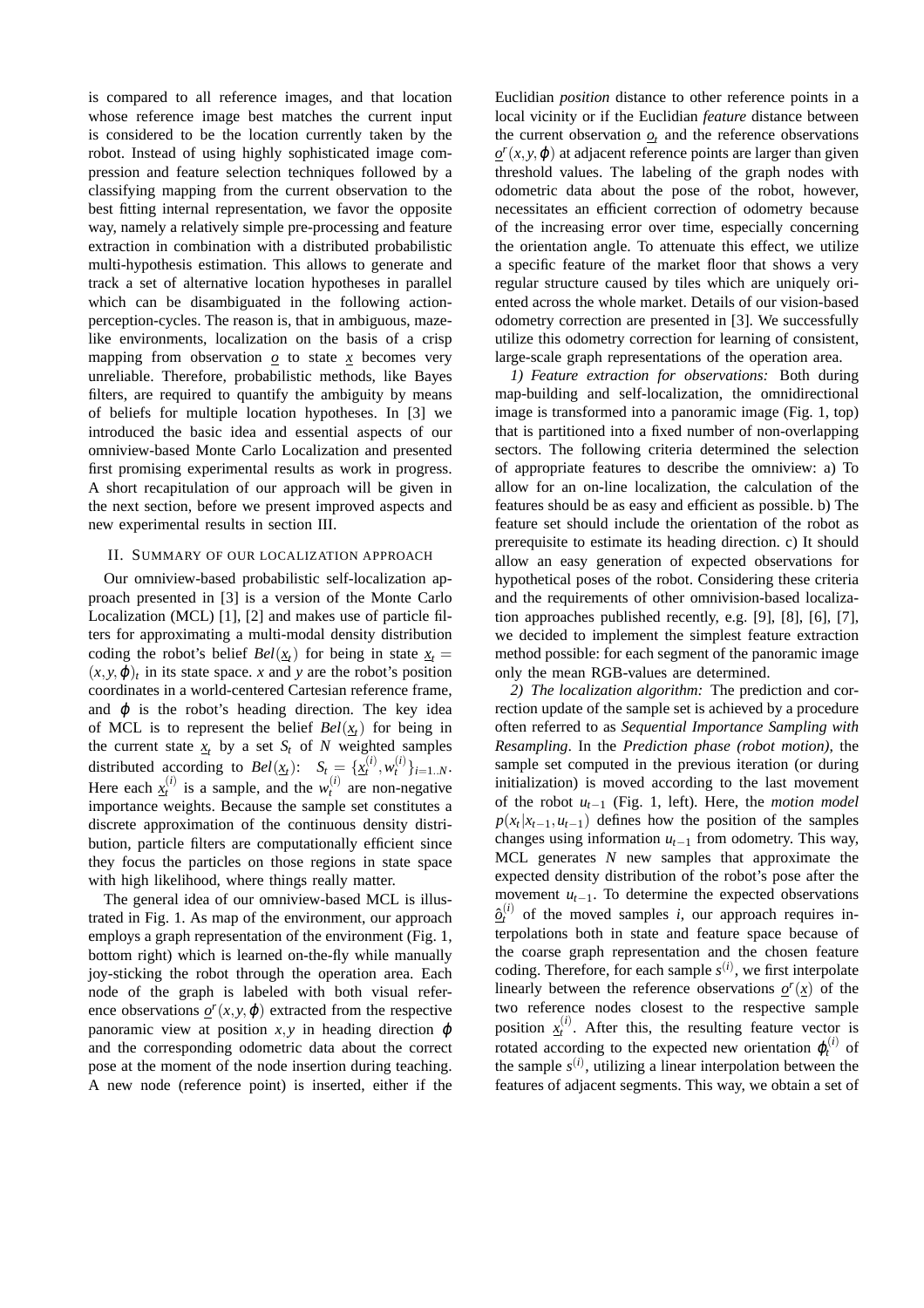is compared to all reference images, and that location whose reference image best matches the current input is considered to be the location currently taken by the robot. Instead of using highly sophisticated image compression and feature selection techniques followed by a classifying mapping from the current observation to the best fitting internal representation, we favor the opposite way, namely a relatively simple pre-processing and feature extraction in combination with a distributed probabilistic multi-hypothesis estimation. This allows to generate and track a set of alternative location hypotheses in parallel which can be disambiguated in the following action-perception-cycles. The reason is, that in ambiguous, maze-like environments, localization on the basis of a crisp mapping from observation $\underline{o}$ to state $\underline{x}$ becomes very unreliable. Therefore, probabilistic methods, like Bayes filters, are required to quantify the ambiguity by means of beliefs for multiple location hypotheses. In [3] we introduced the basic idea and essential aspects of our omniview-based Monte Carlo Localization and presented first promising experimental results as work in progress. A short recapitulation of our approach will be given in the next section, before we present improved aspects and new experimental results in section III.

## II. Summary of our localization approach

Our omniview-based probabilistic self-localization approach presented in [3] is a version of the Monte Carlo Localization (MCL) [1], [2] and makes use of particle filters for approximating a multi-modal density distribution coding the robot's belief $Bel(\underline{x}_t)$ for being in state $\underline{x}_t = (x, y, \varphi)_t$ in its state space. $x$ and $y$ are the robot's position coordinates in a world-centered Cartesian reference frame, and $\varphi$ is the robot's heading direction. The key idea of MCL is to represent the belief $Bel(\underline{x}_t)$ for being in the current state $\underline{x}_t$ by a set $S_t$ of $N$ weighted samples distributed according to $Bel(\underline{x}_t)$: $S_t = \{\underline{x}_t^{(i)}, w_t^{(i)}\}_{i=1..N}$. Here each $\underline{x}_t^{(i)}$ is a sample, and the $w_t^{(i)}$ are non-negative importance weights. Because the sample set constitutes a discrete approximation of the continuous density distribution, particle filters are computationally efficient since they focus the particles on those regions in state space with high likelihood, where things really matter.

The general idea of our omniview-based MCL is illustrated in Fig. 1. As map of the environment, our approach employs a graph representation of the environment (Fig. 1, bottom right) which is learned on-the-fly while manually joy-sticking the robot through the operation area. Each node of the graph is labeled with both visual reference observations $\underline{o}^r(x, y, \varphi)$ extracted from the respective panoramic view at position $x, y$ in heading direction $\varphi$ and the corresponding odometric data about the correct pose at the moment of the node insertion during teaching. A new node (reference point) is inserted, either if the Euclidian *position* distance to other reference points in a local vicinity or if the Euclidian *feature* distance between the current observation $\underline{o}_t$ and the reference observations $\underline{o}^r(x, y, \varphi)$ at adjacent reference points are larger than given threshold values. The labeling of the graph nodes with odometric data about the pose of the robot, however, necessitates an efficient correction of odometry because of the increasing error over time, especially concerning the orientation angle. To attenuate this effect, we utilize a specific feature of the market floor that shows a very regular structure caused by tiles which are uniquely oriented across the whole market. Details of our vision-based odometry correction are presented in [3]. We successfully utilize this odometry correction for learning of consistent, large-scale graph representations of the operation area.

*1) Feature extraction for observations:* Both during map-building and self-localization, the omnidirectional image is transformed into a panoramic image (Fig. 1, top) that is partitioned into a fixed number of non-overlapping sectors. The following criteria determined the selection of appropriate features to describe the omniview: a) To allow for an on-line localization, the calculation of the features should be as easy and efficient as possible. b) The feature set should include the orientation of the robot as prerequisite to estimate its heading direction. c) It should allow an easy generation of expected observations for hypothetical poses of the robot. Considering these criteria and the requirements of other omnivision-based localization approaches published recently, e.g. [9], [8], [6], [7], we decided to implement the simplest feature extraction method possible: for each segment of the panoramic image only the mean RGB-values are determined.

*2) The localization algorithm:* The prediction and correction update of the sample set is achieved by a procedure often referred to as *Sequential Importance Sampling with Resampling*. In the *Prediction phase (robot motion)*, the sample set computed in the previous iteration (or during initialization) is moved according to the last movement of the robot $u_{t-1}$ (Fig. 1, left). Here, the *motion model* $p(x_t|x_{t-1}, u_{t-1})$ defines how the position of the samples changes using information $u_{t-1}$ from odometry. This way, MCL generates $N$ new samples that approximate the expected density distribution of the robot's pose after the movement $u_{t-1}$. To determine the expected observations $\hat{\underline{o}}_t^{(i)}$ of the moved samples $i$, our approach requires interpolations both in state and feature space because of the coarse graph representation and the chosen feature coding. Therefore, for each sample $s^{(i)}$, we first interpolate linearly between the reference observations $\underline{o}^r(\underline{x})$ of the two reference nodes closest to the respective sample position $\underline{x}_t^{(i)}$. After this, the resulting feature vector is rotated according to the expected new orientation $\varphi_t^{(i)}$ of the sample $s^{(i)}$, utilizing a linear interpolation between the features of adjacent segments. This way, we obtain a set of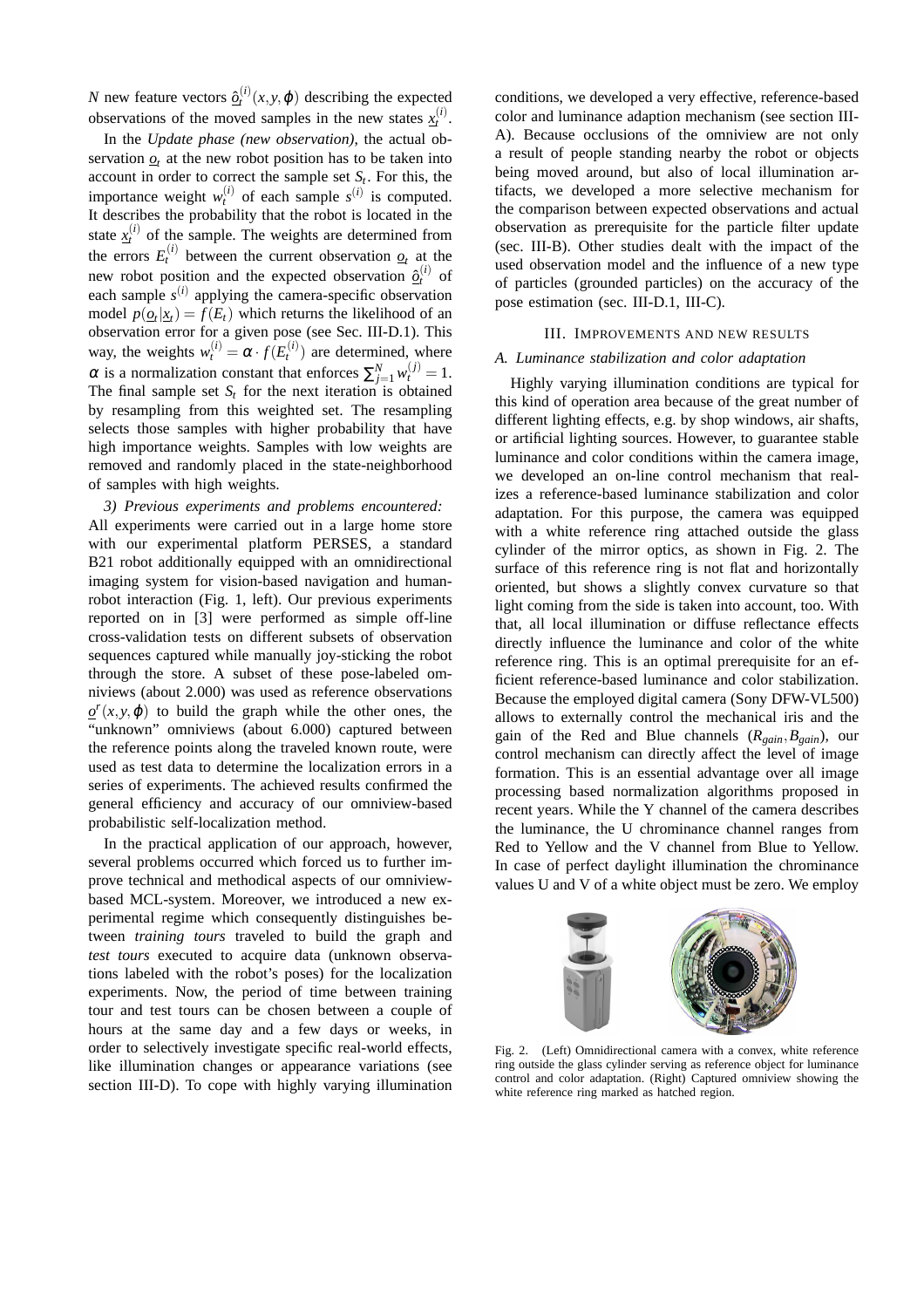$N$ new feature vectors $\underline{\hat{o}}_t^{(i)}(x,y,\varphi)$ describing the expected observations of the moved samples in the new states $\underline{x}_t^{(i)}$.

In the *Update phase (new observation)*, the actual observation $\underline{o}_t$ at the new robot position has to be taken into account in order to correct the sample set $S_t$. For this, the importance weight $w_t^{(i)}$ of each sample $s^{(i)}$ is computed. It describes the probability that the robot is located in the state $\underline{x}_t^{(i)}$ of the sample. The weights are determined from the errors $E_t^{(i)}$ between the current observation $\underline{o}_t$ at the new robot position and the expected observation $\underline{\hat{o}}_t^{(i)}$ of each sample $s^{(i)}$ applying the camera-specific observation model $p(\underline{o}_t|\underline{x}_t) = f(E_t)$ which returns the likelihood of an observation error for a given pose (see Sec. III-D.1). This way, the weights $w_t^{(i)} = \alpha \cdot f(E_t^{(i)})$ are determined, where $\alpha$ is a normalization constant that enforces $\sum_{j=1}^{N} w_t^{(j)} = 1$. The final sample set $S_t$ for the next iteration is obtained by resampling from this weighted set. The resampling selects those samples with higher probability that have high importance weights. Samples with low weights are removed and randomly placed in the state-neighborhood of samples with high weights.

*3) Previous experiments and problems encountered:* All experiments were carried out in a large home store with our experimental platform PERSES, a standard B21 robot additionally equipped with an omnidirectional imaging system for vision-based navigation and human-robot interaction (Fig. 1, left). Our previous experiments reported on in [3] were performed as simple off-line cross-validation tests on different subsets of observation sequences captured while manually joy-sticking the robot through the store. A subset of these pose-labeled omniviews (about 2.000) was used as reference observations $\underline{o}^r(x,y,\varphi)$ to build the graph while the other ones, the "unknown" omniviews (about 6.000) captured between the reference points along the traveled known route, were used as test data to determine the localization errors in a series of experiments. The achieved results confirmed the general efficiency and accuracy of our omniview-based probabilistic self-localization method.

In the practical application of our approach, however, several problems occurred which forced us to further improve technical and methodical aspects of our omniview-based MCL-system. Moreover, we introduced a new experimental regime which consequently distinguishes between *training tours* traveled to build the graph and *test tours* executed to acquire data (unknown observations labeled with the robot's poses) for the localization experiments. Now, the period of time between training tour and test tours can be chosen between a couple of hours at the same day and a few days or weeks, in order to selectively investigate specific real-world effects, like illumination changes or appearance variations (see section III-D). To cope with highly varying illumination conditions, we developed a very effective, reference-based color and luminance adaption mechanism (see section III-A). Because occlusions of the omniview are not only a result of people standing nearby the robot or objects being moved around, but also of local illumination artifacts, we developed a more selective mechanism for the comparison between expected observations and actual observation as prerequisite for the particle filter update (sec. III-B). Other studies dealt with the impact of the used observation model and the influence of a new type of particles (grounded particles) on the accuracy of the pose estimation (sec. III-D.1, III-C).

## III. Improvements and New Results

### A. Luminance stabilization and color adaptation

Highly varying illumination conditions are typical for this kind of operation area because of the great number of different lighting effects, e.g. by shop windows, air shafts, or artificial lighting sources. However, to guarantee stable luminance and color conditions within the camera image, we developed an on-line control mechanism that realizes a reference-based luminance stabilization and color adaptation. For this purpose, the camera was equipped with a white reference ring attached outside the glass cylinder of the mirror optics, as shown in Fig. 2. The surface of this reference ring is not flat and horizontally oriented, but shows a slightly convex curvature so that light coming from the side is taken into account, too. With that, all local illumination or diffuse reflectance effects directly influence the luminance and color of the white reference ring. This is an optimal prerequisite for an efficient reference-based luminance and color stabilization. Because the employed digital camera (Sony DFW-VL500) allows to externally control the mechanical iris and the gain of the Red and Blue channels ($R_{gain}, B_{gain}$), our control mechanism can directly affect the level of image formation. This is an essential advantage over all image processing based normalization algorithms proposed in recent years. While the Y channel of the camera describes the luminance, the U chrominance channel ranges from Red to Yellow and the V channel from Blue to Yellow. In case of perfect daylight illumination the chrominance values U and V of a white object must be zero. We employ

Fig. 2. (Left) Omnidirectional camera with a convex, white reference ring outside the glass cylinder serving as reference object for luminance control and color adaptation. (Right) Captured omniview showing the white reference ring marked as hatched region.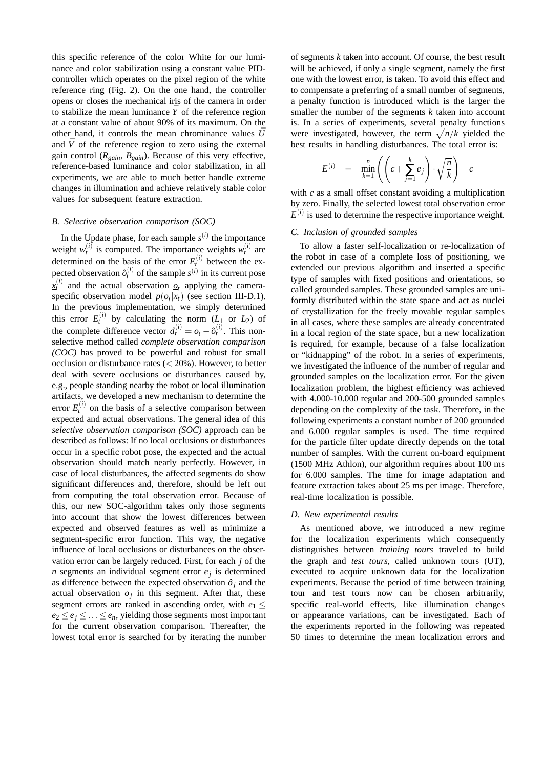this specific reference of the color White for our luminance and color stabilization using a constant value PID-controller which operates on the pixel region of the white reference ring (Fig. 2). On the one hand, the controller opens or closes the mechanical iris of the camera in order to stabilize the mean luminance $\bar{Y}$ of the reference region at a constant value of about 90% of its maximum. On the other hand, it controls the mean chrominance values $\bar{U}$ and $\bar{V}$ of the reference region to zero using the external gain control ($R_{gain}$, $B_{gain}$). Because of this very effective, reference-based luminance and color stabilization, in all experiments, we are able to much better handle extreme changes in illumination and achieve relatively stable color values for subsequent feature extraction.

### *B. Selective observation comparison (SOC)*

In the Update phase, for each sample $s^{(i)}$ the importance weight $w_t^{(i)}$ is computed. The importance weights $w_t^{(i)}$ are determined on the basis of the error $E_t^{(i)}$ between the expected observation $\underline{\hat{o}}_t^{(i)}$ of the sample $s^{(i)}$ in its current pose $\underline{x}_t^{(i)}$ and the actual observation $\underline{o}_t$ applying the camera-specific observation model $p(\underline{o}_t|x_t)$ (see section III-D.1). In the previous implementation, we simply determined this error $E_t^{(i)}$ by calculating the norm ($L_1$ or $L_2$) of the complete difference vector $\underline{d}_t^{(i)} = \underline{o}_t - \underline{\hat{o}}_t^{(i)}$. This non-selective method called *complete observation comparison (COC)* has proved to be powerful and robust for small occlusion or disturbance rates ($< 20\%$). However, to better deal with severe occlusions or disturbances caused by, e.g., people standing nearby the robot or local illumination artifacts, we developed a new mechanism to determine the error $E_t^{(i)}$ on the basis of a selective comparison between expected and actual observations. The general idea of this *selective observation comparison (SOC)* approach can be described as follows: If no local occlusions or disturbances occur in a specific robot pose, the expected and the actual observation should match nearly perfectly. However, in case of local disturbances, the affected segments do show significant differences and, therefore, should be left out from computing the total observation error. Because of this, our new SOC-algorithm takes only those segments into account that show the lowest differences between expected and observed features as well as minimize a segment-specific error function. This way, the negative influence of local occlusions or disturbances on the observation error can be largely reduced. First, for each $j$ of the $n$ segments an individual segment error $e_j$ is determined as difference between the expected observation $\hat{o}_j$ and the actual observation $o_j$ in this segment. After that, these segment errors are ranked in ascending order, with $e_1 \leq e_2 \leq e_j \leq \ldots \leq e_n$, yielding those segments most important for the current observation comparison. Thereafter, the lowest total error is searched for by iterating the number of segments $k$ taken into account. Of course, the best result will be achieved, if only a single segment, namely the first one with the lowest error, is taken. To avoid this effect and to compensate a preferring of a small number of segments, a penalty function is introduced which is the larger the smaller the number of the segments $k$ taken into account is. In a series of experiments, several penalty functions were investigated, however, the term $\sqrt{n/k}$ yielded the best results in handling disturbances. The total error is:

$$E^{(i)} = \min_{k=1}^{n} \left( \left( c + \sum_{j=1}^{k} e_j \right) \cdot \sqrt{\frac{n}{k}} \right) - c$$

with $c$ as a small offset constant avoiding a multiplication by zero. Finally, the selected lowest total observation error $E^{(i)}$ is used to determine the respective importance weight.

### *C. Inclusion of grounded samples*

To allow a faster self-localization or re-localization of the robot in case of a complete loss of positioning, we extended our previous algorithm and inserted a specific type of samples with fixed positions and orientations, so called grounded samples. These grounded samples are uniformly distributed within the state space and act as nuclei of crystallization for the freely movable regular samples in all cases, where these samples are already concentrated in a local region of the state space, but a new localization is required, for example, because of a false localization or "kidnapping" of the robot. In a series of experiments, we investigated the influence of the number of regular and grounded samples on the localization error. For the given localization problem, the highest efficiency was achieved with 4.000-10.000 regular and 200-500 grounded samples depending on the complexity of the task. Therefore, in the following experiments a constant number of 200 grounded and 6.000 regular samples is used. The time required for the particle filter update directly depends on the total number of samples. With the current on-board equipment (1500 MHz Athlon), our algorithm requires about 100 ms for 6.000 samples. The time for image adaptation and feature extraction takes about 25 ms per image. Therefore, real-time localization is possible.

### *D. New experimental results*

As mentioned above, we introduced a new regime for the localization experiments which consequently distinguishes between *training tours* traveled to build the graph and *test tours*, called unknown tours (UT), executed to acquire unknown data for the localization experiments. Because the period of time between training tour and test tours now can be chosen arbitrarily, specific real-world effects, like illumination changes or appearance variations, can be investigated. Each of the experiments reported in the following was repeated 50 times to determine the mean localization errors and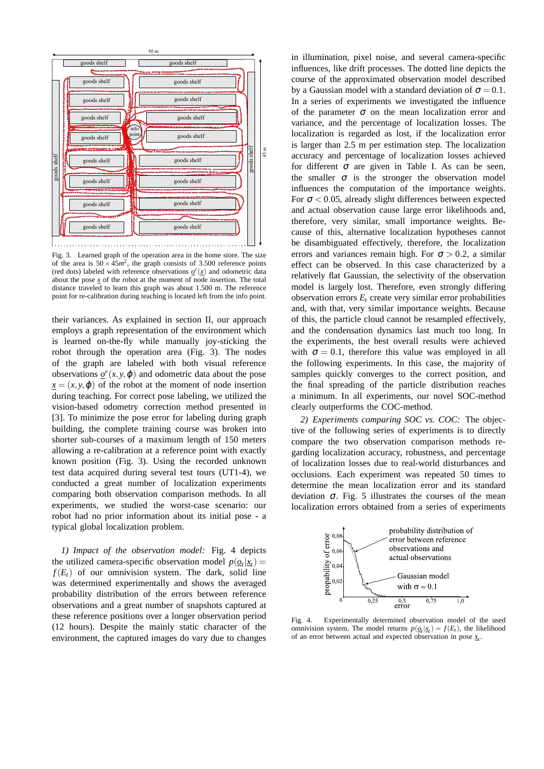Fig. 3. Learned graph of the operation area in the home store. The size of the area is $50 \times 45m^2$, the graph consists of 3.500 reference points (red dots) labeled with reference observations $\underline{o}^r(\underline{x})$ and odometric data about the pose $\underline{x}$ of the robot at the moment of node insertion. The total distance traveled to learn this graph was about 1.500 m. The reference point for re-calibration during teaching is located left from the info point.

their variances. As explained in section II, our approach employs a graph representation of the environment which is learned on-the-fly while manually joy-sticking the robot through the operation area (Fig. 3). The nodes of the graph are labeled with both visual reference observations $\underline{o}^r(x, y, \varphi)$ and odometric data about the pose $\underline{x} = (x, y, \varphi)$ of the robot at the moment of node insertion during teaching. For correct pose labeling, we utilized the vision-based odometry correction method presented in [3]. To minimize the pose error for labeling during graph building, the complete training course was broken into shorter sub-courses of a maximum length of 150 meters allowing a re-calibration at a reference point with exactly known position (Fig. 3). Using the recorded unknown test data acquired during several test tours (UT1-4), we conducted a great number of localization experiments comparing both observation comparison methods. In all experiments, we studied the worst-case scenario: our robot had no prior information about its initial pose - a typical global localization problem.

*1) Impact of the observation model:* Fig. 4 depicts the utilized camera-specific observation model $p(\underline{o}_t|\underline{x}_t) = f(E_t)$ of our omnivision system. The dark, solid line was determined experimentally and shows the averaged probability distribution of the errors between reference observations and a great number of snapshots captured at these reference positions over a longer observation period (12 hours). Despite the mainly static character of the environment, the captured images do vary due to changes in illumination, pixel noise, and several camera-specific influences, like drift processes. The dotted line depicts the course of the approximated observation model described by a Gaussian model with a standard deviation of $\sigma = 0.1$. In a series of experiments we investigated the influence of the parameter $\sigma$ on the mean localization error and variance, and the percentage of localization losses. The localization is regarded as lost, if the localization error is larger than 2.5 m per estimation step. The localization accuracy and percentage of localization losses achieved for different $\sigma$ are given in Table I. As can be seen, the smaller $\sigma$ is the stronger the observation model influences the computation of the importance weights. For $\sigma < 0.05$, already slight differences between expected and actual observation cause large error likelihoods and, therefore, very similar, small importance weights. Because of this, alternative localization hypotheses cannot be disambiguated effectively, therefore, the localization errors and variances remain high. For $\sigma > 0.2$, a similar effect can be observed. In this case characterized by a relatively flat Gaussian, the selectivity of the observation model is largely lost. Therefore, even strongly differing observation errors $E_t$ create very similar error probabilities and, with that, very similar importance weights. Because of this, the particle cloud cannot be resampled effectively, and the condensation dynamics last much too long. In the experiments, the best overall results were achieved with $\sigma = 0.1$, therefore this value was employed in all the following experiments. In this case, the majority of samples quickly converges to the correct position, and the final spreading of the particle distribution reaches a minimum. In all experiments, our novel SOC-method clearly outperforms the COC-method.

*2) Experiments comparing SOC vs. COC:* The objective of the following series of experiments is to directly compare the two observation comparison methods regarding localization accuracy, robustness, and percentage of localization losses due to real-world disturbances and occlusions. Each experiment was repeated 50 times to determine the mean localization error and its standard deviation $\sigma$. Fig. 5 illustrates the courses of the mean localization errors obtained from a series of experiments

Fig. 4. Experimentally determined observation model of the used omnivision system. The model returns $p(\underline{o}_t|\underline{x}_t) = f(E_t)$, the likelihood of an error between actual and expected observation in pose $\underline{x}_t$.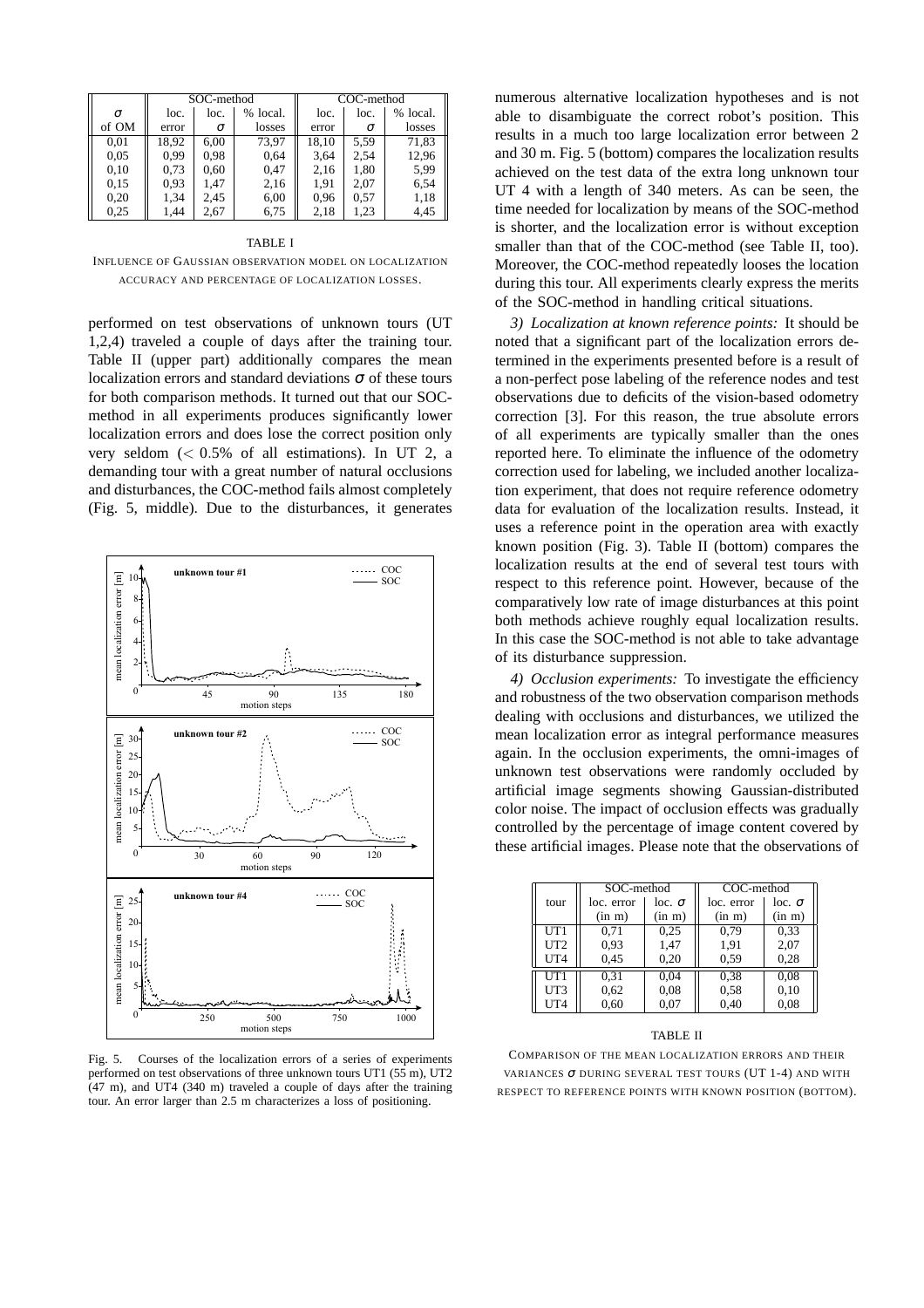| $\sigma$ | SOC-method | | | COC-method | | |
|---|---|---|---|---|---|---|
| $\sigma$ of OM | loc. error | loc. $\sigma$ | % local. losses | loc. error | loc. $\sigma$ | % local. losses |
| 0,01 | 18,92 | 6,00 | 73,97 | 18,10 | 5,59 | 71,83 |
| 0,05 | 0,99 | 0,98 | 0,64 | 3,64 | 2,54 | 12,96 |
| 0,10 | 0,73 | 0,60 | 0,47 | 2,16 | 1,80 | 5,99 |
| 0,15 | 0,93 | 1,47 | 2,16 | 1,91 | 2,07 | 6,54 |
| 0,20 | 1,34 | 2,45 | 6,00 | 0,96 | 0,57 | 1,18 |
| 0,25 | 1,44 | 2,67 | 6,75 | 2,18 | 1,23 | 4,45 |

TABLE I

INFLUENCE OF GAUSSIAN OBSERVATION MODEL ON LOCALIZATION ACCURACY AND PERCENTAGE OF LOCALIZATION LOSSES.

performed on test observations of unknown tours (UT 1,2,4) traveled a couple of days after the training tour. Table II (upper part) additionally compares the mean localization errors and standard deviations $\sigma$ of these tours for both comparison methods. It turned out that our SOC-method in all experiments produces significantly lower localization errors and does lose the correct position only very seldom ($< 0.5\%$ of all estimations). In UT 2, a demanding tour with a great number of natural occlusions and disturbances, the COC-method fails almost completely (Fig. 5, middle). Due to the disturbances, it generates numerous alternative localization hypotheses and is not able to disambiguate the correct robot's position. This results in a much too large localization error between 2 and 30 m. Fig. 5 (bottom) compares the localization results achieved on the test data of the extra long unknown tour UT 4 with a length of 340 meters. As can be seen, the time needed for localization by means of the SOC-method is shorter, and the localization error is without exception smaller than that of the COC-method (see Table II, too). Moreover, the COC-method repeatedly looses the location during this tour. All experiments clearly express the merits of the SOC-method in handling critical situations.

Fig. 5. Courses of the localization errors of a series of experiments performed on test observations of three unknown tours UT1 (55 m), UT2 (47 m), and UT4 (340 m) traveled a couple of days after the training tour. An error larger than 2.5 m characterizes a loss of positioning.

*3) Localization at known reference points:* It should be noted that a significant part of the localization errors determined in the experiments presented before is a result of a non-perfect pose labeling of the reference nodes and test observations due to deficits of the vision-based odometry correction [3]. For this reason, the true absolute errors of all experiments are typically smaller than the ones reported here. To eliminate the influence of the odometry correction used for labeling, we included another localization experiment, that does not require reference odometry data for evaluation of the localization results. Instead, it uses a reference point in the operation area with exactly known position (Fig. 3). Table II (bottom) compares the localization results at the end of several test tours with respect to this reference point. However, because of the comparatively low rate of image disturbances at this point both methods achieve roughly equal localization results. In this case the SOC-method is not able to take advantage of its disturbance suppression.

*4) Occlusion experiments:* To investigate the efficiency and robustness of the two observation comparison methods dealing with occlusions and disturbances, we utilized the mean localization error as integral performance measures again. In the occlusion experiments, the omni-images of unknown test observations were randomly occluded by artificial image segments showing Gaussian-distributed color noise. The impact of occlusion effects was gradually controlled by the percentage of image content covered by these artificial images. Please note that the observations of

| tour | SOC-method | | COC-method | |
|---|---|---|---|---|
| | loc. error (in m) | loc. $\sigma$ (in m) | loc. error (in m) | loc. $\sigma$ (in m) |
| UT1 | 0,71 | 0,25 | 0,79 | 0,33 |
| UT2 | 0,93 | 1,47 | 1,91 | 2,07 |
| UT4 | 0,45 | 0,20 | 0,59 | 0,28 |
| UT1 | 0,31 | 0,04 | 0,38 | 0,08 |
| UT3 | 0,62 | 0,08 | 0,58 | 0,10 |
| UT4 | 0,60 | 0,07 | 0,40 | 0,08 |

TABLE II

COMPARISON OF THE MEAN LOCALIZATION ERRORS AND THEIR VARIANCES $\sigma$ DURING SEVERAL TEST TOURS (UT 1-4) AND WITH RESPECT TO REFERENCE POINTS WITH KNOWN POSITION (BOTTOM).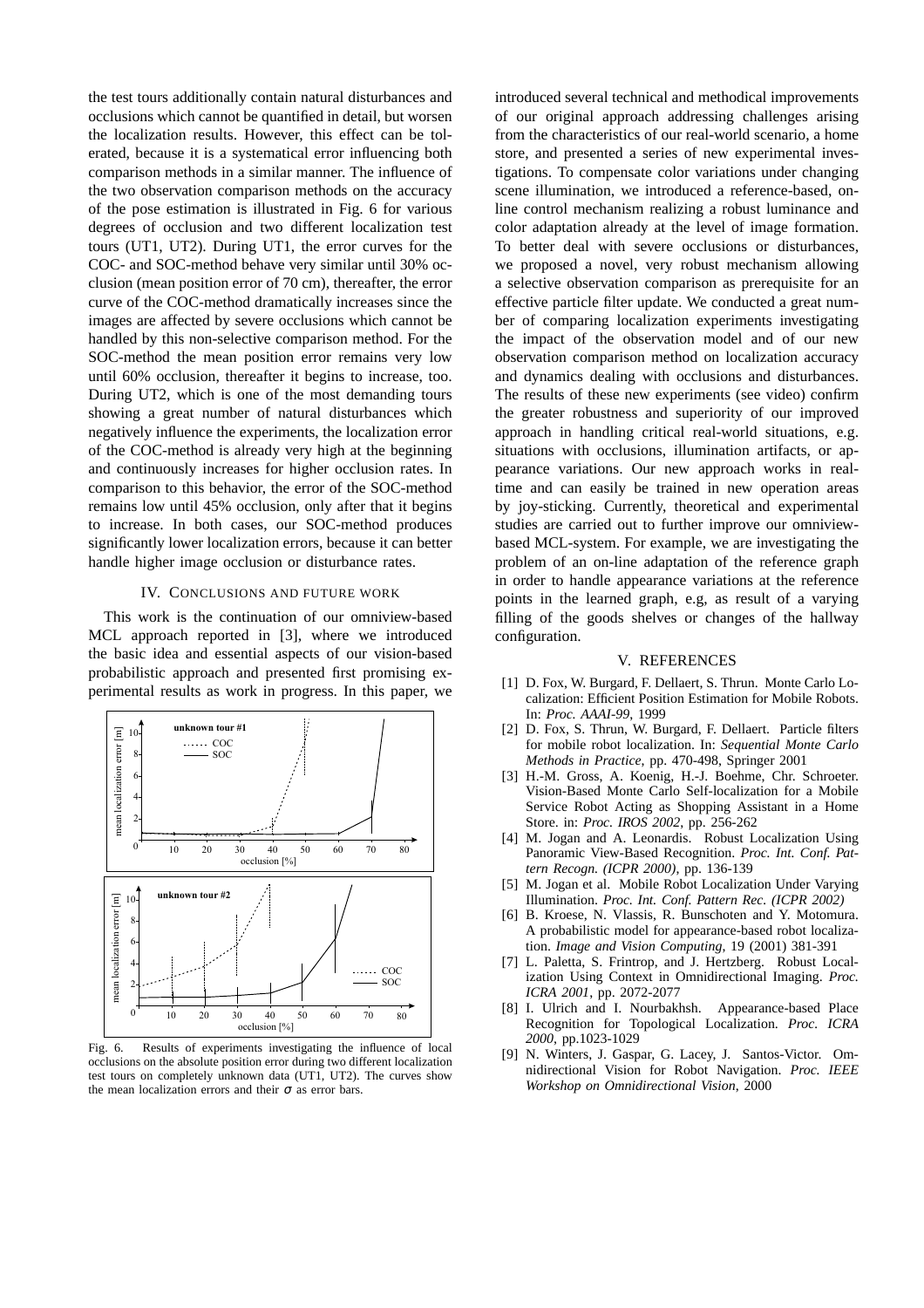the test tours additionally contain natural disturbances and occlusions which cannot be quantified in detail, but worsen the localization results. However, this effect can be tolerated, because it is a systematical error influencing both comparison methods in a similar manner. The influence of the two observation comparison methods on the accuracy of the pose estimation is illustrated in Fig. 6 for various degrees of occlusion and two different localization test tours (UT1, UT2). During UT1, the error curves for the COC- and SOC-method behave very similar until 30% occlusion (mean position error of 70 cm), thereafter, the error curve of the COC-method dramatically increases since the images are affected by severe occlusions which cannot be handled by this non-selective comparison method. For the SOC-method the mean position error remains very low until 60% occlusion, thereafter it begins to increase, too. During UT2, which is one of the most demanding tours showing a great number of natural disturbances which negatively influence the experiments, the localization error of the COC-method is already very high at the beginning and continuously increases for higher occlusion rates. In comparison to this behavior, the error of the SOC-method remains low until 45% occlusion, only after that it begins to increase. In both cases, our SOC-method produces significantly lower localization errors, because it can better handle higher image occlusion or disturbance rates.

## IV. Conclusions and Future Work

This work is the continuation of our omniview-based MCL approach reported in [3], where we introduced the basic idea and essential aspects of our vision-based probabilistic approach and presented first promising experimental results as work in progress. In this paper, we introduced several technical and methodical improvements of our original approach addressing challenges arising from the characteristics of our real-world scenario, a home store, and presented a series of new experimental investigations. To compensate color variations under changing scene illumination, we introduced a reference-based, online control mechanism realizing a robust luminance and color adaptation already at the level of image formation. To better deal with severe occlusions or disturbances, we proposed a novel, very robust mechanism allowing a selective observation comparison as prerequisite for an effective particle filter update. We conducted a great number of comparing localization experiments investigating the impact of the observation model and of our new observation comparison method on localization accuracy and dynamics dealing with occlusions and disturbances. The results of these new experiments (see video) confirm the greater robustness and superiority of our improved approach in handling critical real-world situations, e.g. situations with occlusions, illumination artifacts, or appearance variations. Our new approach works in realtime and can easily be trained in new operation areas by joy-sticking. Currently, theoretical and experimental studies are carried out to further improve our omniview-based MCL-system. For example, we are investigating the problem of an on-line adaptation of the reference graph in order to handle appearance variations at the reference points in the learned graph, e.g, as result of a varying filling of the goods shelves or changes of the hallway configuration.

unknown tour #1

COC
SOC

mean localization error [m]

0 2 4 6 8 10

occlusion [%]

10 20 30 40 50 60 70 80

unknown tour #2

COC
SOC

mean localization error [m]

0 2 4 6 8 10

occlusion [%]

10 20 30 40 50 60 70 80

Fig. 6. Results of experiments investigating the influence of local occlusions on the absolute position error during two different localization test tours on completely unknown data (UT1, UT2). The curves show the mean localization errors and their $\sigma$ as error bars.

## V. References

[1] D. Fox, W. Burgard, F. Dellaert, S. Thrun. Monte Carlo Localization: Efficient Position Estimation for Mobile Robots. In: *Proc. AAAI-99*, 1999

[2] D. Fox, S. Thrun, W. Burgard, F. Dellaert. Particle filters for mobile robot localization. In: *Sequential Monte Carlo Methods in Practice*, pp. 470-498, Springer 2001

[3] H.-M. Gross, A. Koenig, H.-J. Boehme, Chr. Schroeter. Vision-Based Monte Carlo Self-localization for a Mobile Service Robot Acting as Shopping Assistant in a Home Store. in: *Proc. IROS 2002*, pp. 256-262

[4] M. Jogan and A. Leonardis. Robust Localization Using Panoramic View-Based Recognition. *Proc. Int. Conf. Pattern Recogn. (ICPR 2000)*, pp. 136-139

[5] M. Jogan et al. Mobile Robot Localization Under Varying Illumination. *Proc. Int. Conf. Pattern Rec. (ICPR 2002)*

[6] B. Kroese, N. Vlassis, R. Bunschoten and Y. Motomura. A probabilistic model for appearance-based robot localization. *Image and Vision Computing*, 19 (2001) 381-391

[7] L. Paletta, S. Frintrop, and J. Hertzberg. Robust Localization Using Context in Omnidirectional Imaging. *Proc. ICRA 2001*, pp. 2072-2077

[8] I. Ulrich and I. Nourbakhsh. Appearance-based Place Recognition for Topological Localization. *Proc. ICRA 2000*, pp.1023-1029

[9] N. Winters, J. Gaspar, G. Lacey, J. Santos-Victor. Omnidirectional Vision for Robot Navigation. *Proc. IEEE Workshop on Omnidirectional Vision*, 2000